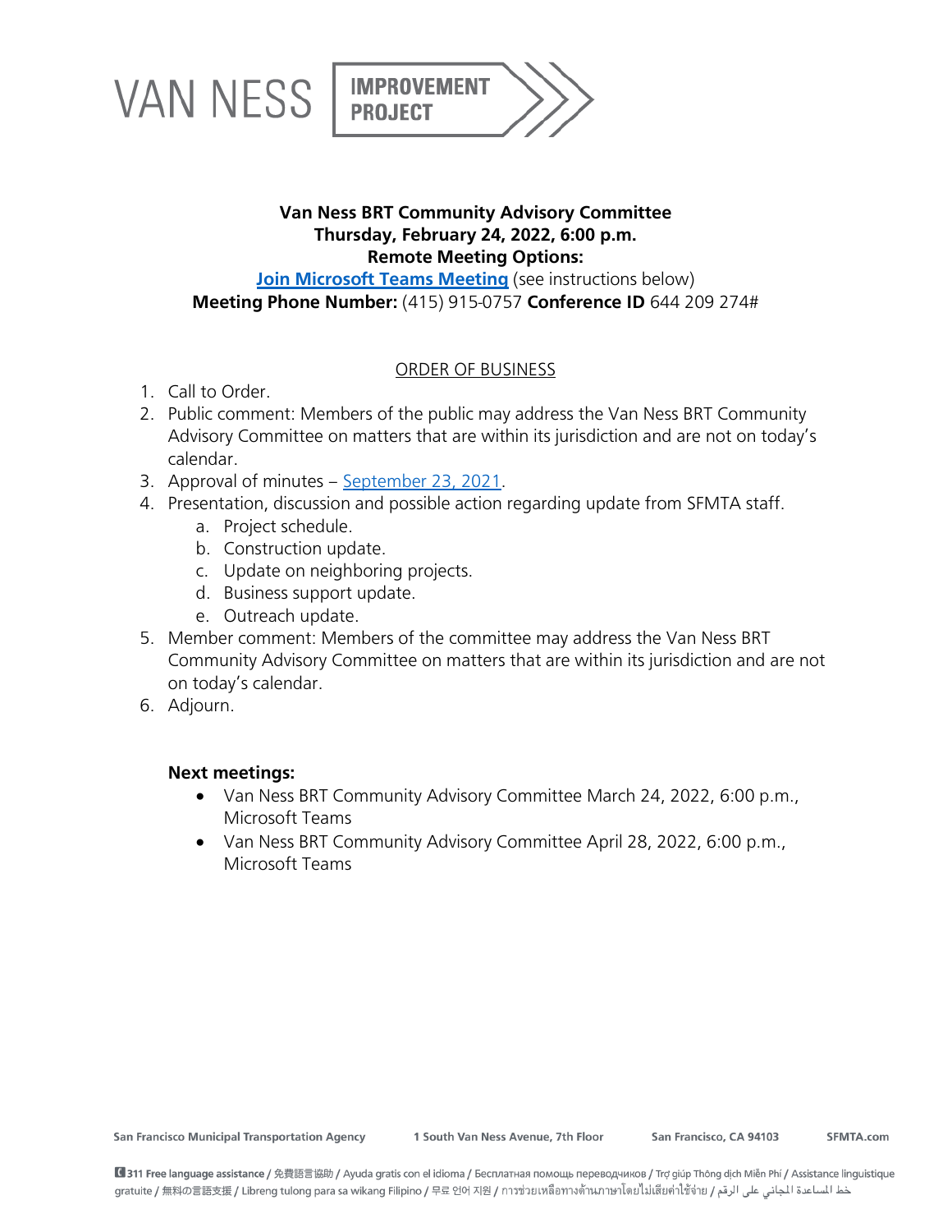VAN NESS IMPROVEMENT PROJECT

**Van Ness BRT Community Advisory Committee**
**Thursday, February 24, 2022, 6:00 p.m.**
**Remote Meeting Options:**
**Join Microsoft Teams Meeting** (see instructions below)
**Meeting Phone Number:** (415) 915-0757 **Conference ID** 644 209 274#

ORDER OF BUSINESS

1. Call to Order.
2. Public comment: Members of the public may address the Van Ness BRT Community Advisory Committee on matters that are within its jurisdiction and are not on today's calendar.
3. Approval of minutes – September 23, 2021.
4. Presentation, discussion and possible action regarding update from SFMTA staff.
   a. Project schedule.
   b. Construction update.
   c. Update on neighboring projects.
   d. Business support update.
   e. Outreach update.
5. Member comment: Members of the committee may address the Van Ness BRT Community Advisory Committee on matters that are within its jurisdiction and are not on today's calendar.
6. Adjourn.

**Next meetings:**

- Van Ness BRT Community Advisory Committee March 24, 2022, 6:00 p.m., Microsoft Teams
- Van Ness BRT Community Advisory Committee April 28, 2022, 6:00 p.m., Microsoft Teams

San Francisco Municipal Transportation Agency 1 South Van Ness Avenue, 7th Floor San Francisco, CA 94103 SFMTA.com

311 Free language assistance / 免費語言協助 / Ayuda gratis con el idioma / Бесплатная помощь переводчиков / Trợ giúp Thông dịch Miễn Phí / Assistance linguistique gratuite / 無料の言語支援 / Libreng tulong para sa wikang Filipino / 무료 언어 지원 / การช่วยเหลือทางด้านภาษาโดยไม่เสียค่าใช้จ่าย / خط المساعدة المجاني على الرقم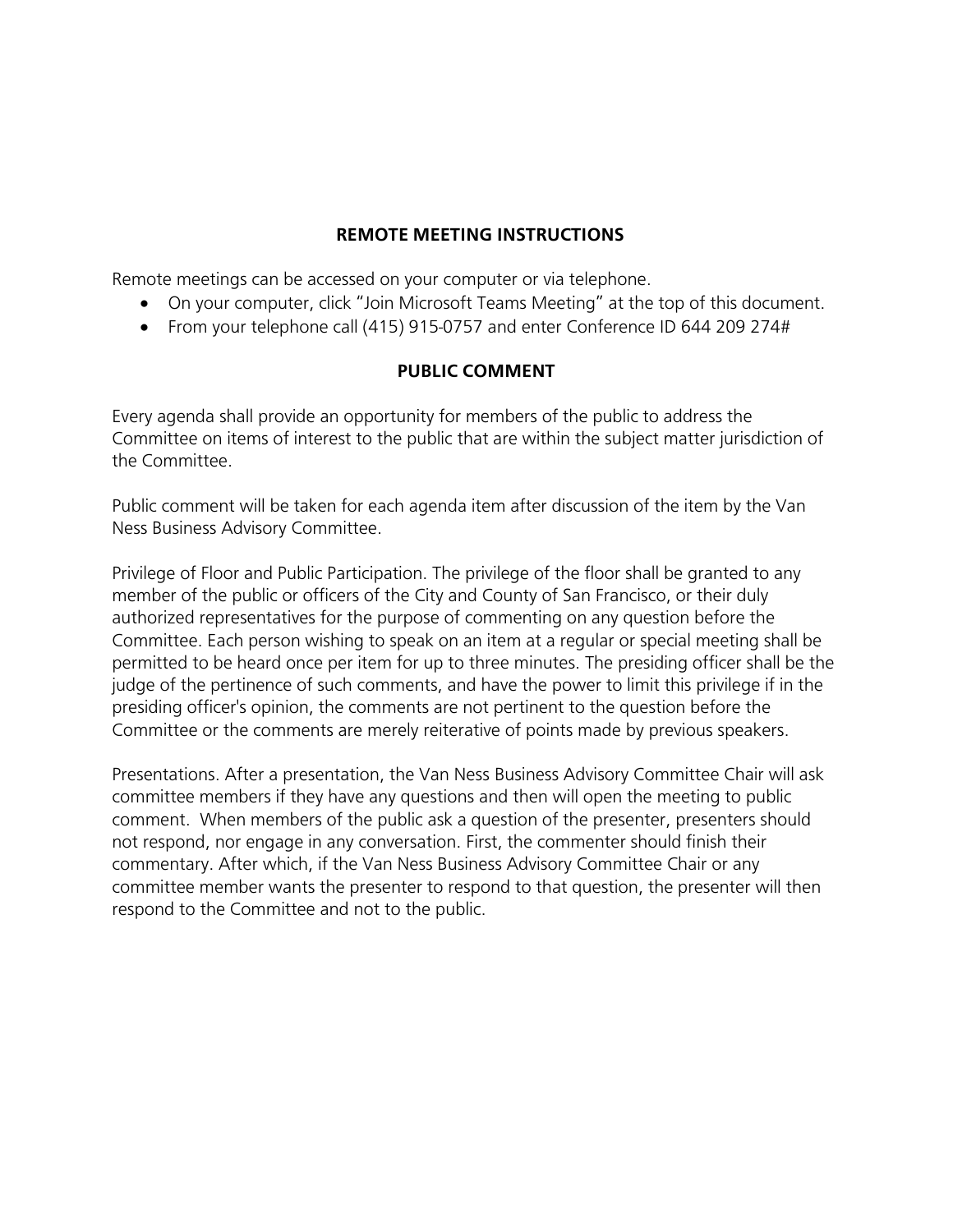## REMOTE MEETING INSTRUCTIONS

Remote meetings can be accessed on your computer or via telephone.

- On your computer, click "Join Microsoft Teams Meeting" at the top of this document.
- From your telephone call (415) 915-0757 and enter Conference ID 644 209 274#

## PUBLIC COMMENT

Every agenda shall provide an opportunity for members of the public to address the Committee on items of interest to the public that are within the subject matter jurisdiction of the Committee.

Public comment will be taken for each agenda item after discussion of the item by the Van Ness Business Advisory Committee.

Privilege of Floor and Public Participation. The privilege of the floor shall be granted to any member of the public or officers of the City and County of San Francisco, or their duly authorized representatives for the purpose of commenting on any question before the Committee. Each person wishing to speak on an item at a regular or special meeting shall be permitted to be heard once per item for up to three minutes. The presiding officer shall be the judge of the pertinence of such comments, and have the power to limit this privilege if in the presiding officer's opinion, the comments are not pertinent to the question before the Committee or the comments are merely reiterative of points made by previous speakers.

Presentations. After a presentation, the Van Ness Business Advisory Committee Chair will ask committee members if they have any questions and then will open the meeting to public comment. When members of the public ask a question of the presenter, presenters should not respond, nor engage in any conversation. First, the commenter should finish their commentary. After which, if the Van Ness Business Advisory Committee Chair or any committee member wants the presenter to respond to that question, the presenter will then respond to the Committee and not to the public.